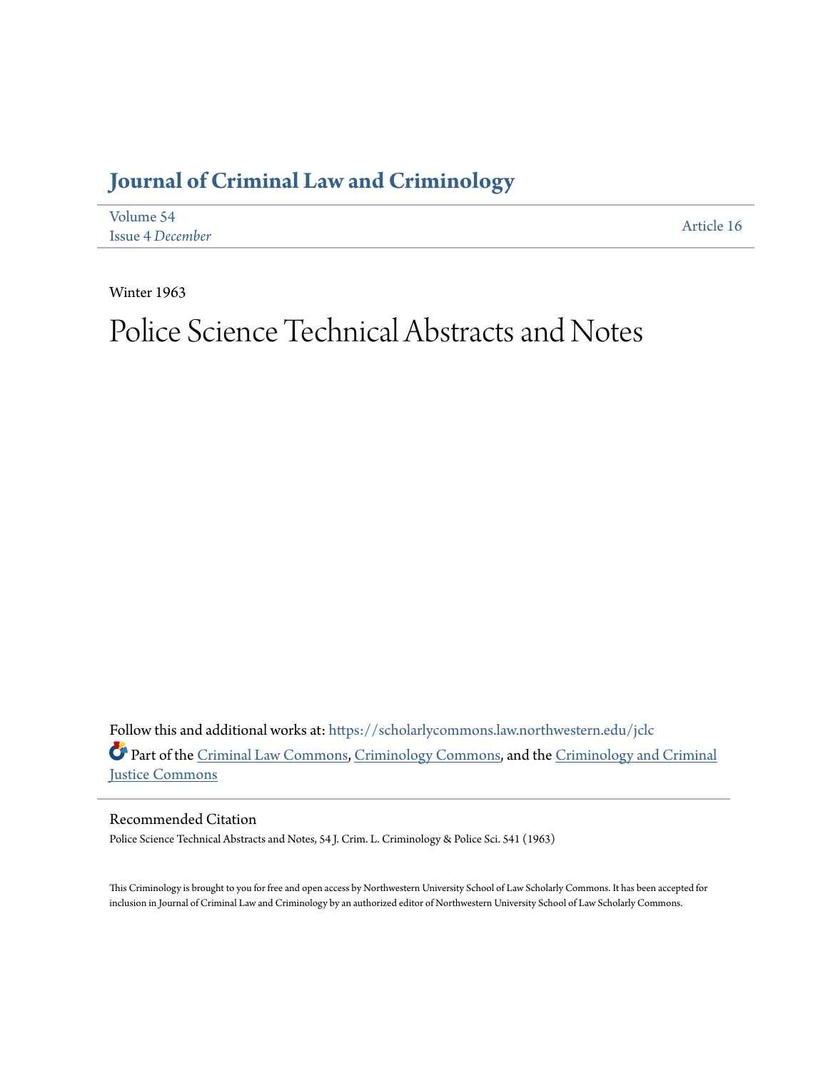# Journal of Criminal Law and Criminology

Volume 54
Issue 4 *December*

Article 16

Winter 1963

# Police Science Technical Abstracts and Notes

Follow this and additional works at: https://scholarlycommons.law.northwestern.edu/jclc

Part of the Criminal Law Commons, Criminology Commons, and the Criminology and Criminal Justice Commons

## Recommended Citation

Police Science Technical Abstracts and Notes, 54 J. Crim. L. Criminology & Police Sci. 541 (1963)

This Criminology is brought to you for free and open access by Northwestern University School of Law Scholarly Commons. It has been accepted for inclusion in Journal of Criminal Law and Criminology by an authorized editor of Northwestern University School of Law Scholarly Commons.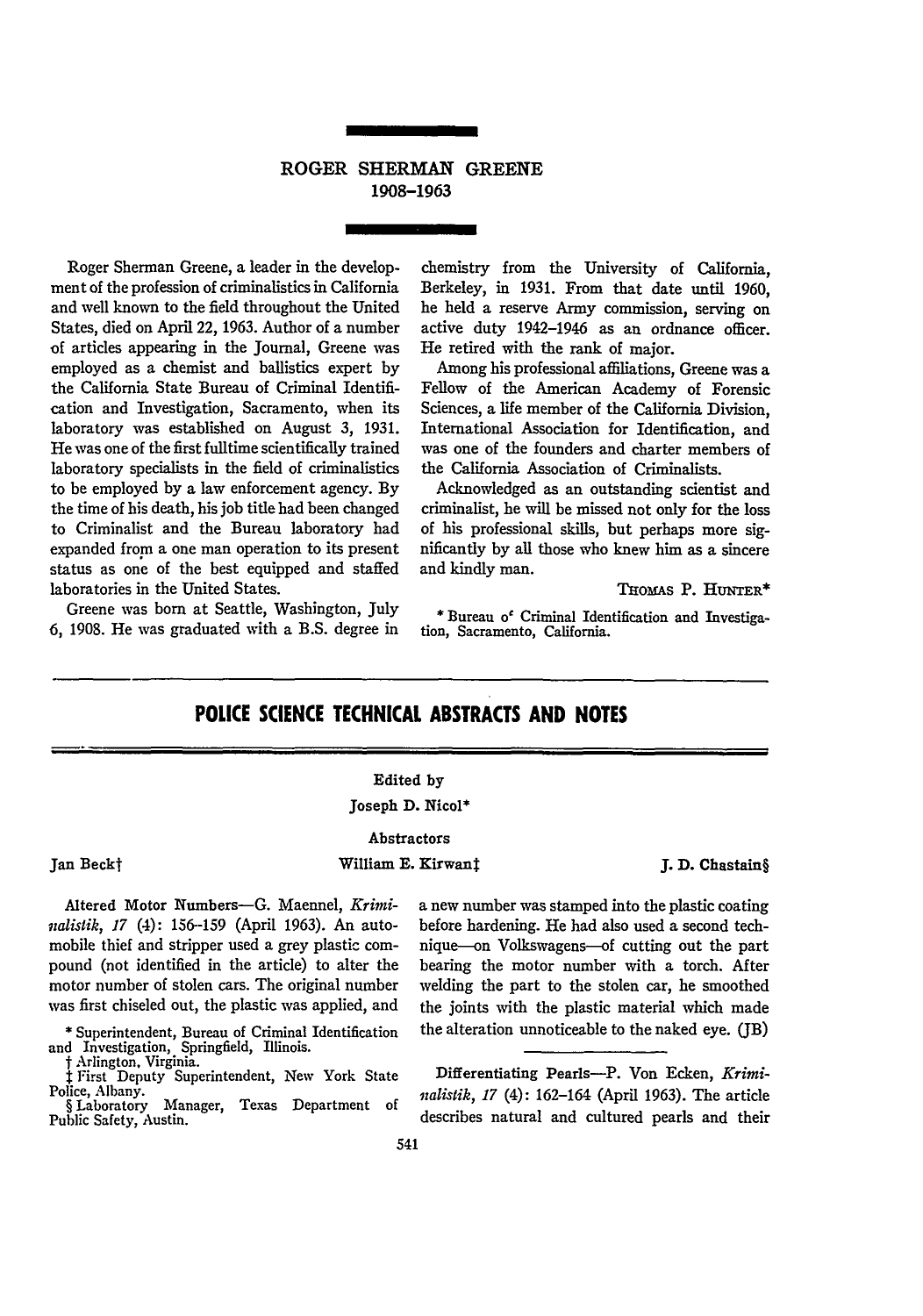# ROGER SHERMAN GREENE
## 1908–1963

Roger Sherman Greene, a leader in the development of the profession of criminalistics in California and well known to the field throughout the United States, died on April 22, 1963. Author of a number of articles appearing in the Journal, Greene was employed as a chemist and ballistics expert by the California State Bureau of Criminal Identification and Investigation, Sacramento, when its laboratory was established on August 3, 1931. He was one of the first fulltime scientifically trained laboratory specialists in the field of criminalistics to be employed by a law enforcement agency. By the time of his death, his job title had been changed to Criminalist and the Bureau laboratory had expanded from a one man operation to its present status as one of the best equipped and staffed laboratories in the United States.

Greene was born at Seattle, Washington, July 6, 1908. He was graduated with a B.S. degree in chemistry from the University of California, Berkeley, in 1931. From that date until 1960, he held a reserve Army commission, serving on active duty 1942–1946 as an ordnance officer. He retired with the rank of major.

Among his professional affiliations, Greene was a Fellow of the American Academy of Forensic Sciences, a life member of the California Division, International Association for Identification, and was one of the founders and charter members of the California Association of Criminalists.

Acknowledged as an outstanding scientist and criminalist, he will be missed not only for the loss of his professional skills, but perhaps more significantly by all those who knew him as a sincere and kindly man.

THOMAS P. HUNTER*

\* Bureau of Criminal Identification and Investigation, Sacramento, California.

# POLICE SCIENCE TECHNICAL ABSTRACTS AND NOTES

Edited by
Joseph D. Nicol*

Abstractors

Jan Beck† William E. Kirwan‡ J. D. Chastain§

\* Superintendent, Bureau of Criminal Identification and Investigation, Springfield, Illinois.
† Arlington, Virginia.
‡ First Deputy Superintendent, New York State Police, Albany.
§ Laboratory Manager, Texas Department of Public Safety, Austin.

**Altered Motor Numbers**—G. Maennel, *Kriminalistik, 17* (4): 156–159 (April 1963). An automobile thief and stripper used a grey plastic compound (not identified in the article) to alter the motor number of stolen cars. The original number was first chiseled out, the plastic was applied, and a new number was stamped into the plastic coating before hardening. He had also used a second technique—on Volkswagens—of cutting out the part bearing the motor number with a torch. After welding the part to the stolen car, he smoothed the joints with the plastic material which made the alteration unnoticeable to the naked eye. (JB)

**Differentiating Pearls**—P. Von Ecken, *Kriminalistik, 17* (4): 162–164 (April 1963). The article describes natural and cultured pearls and their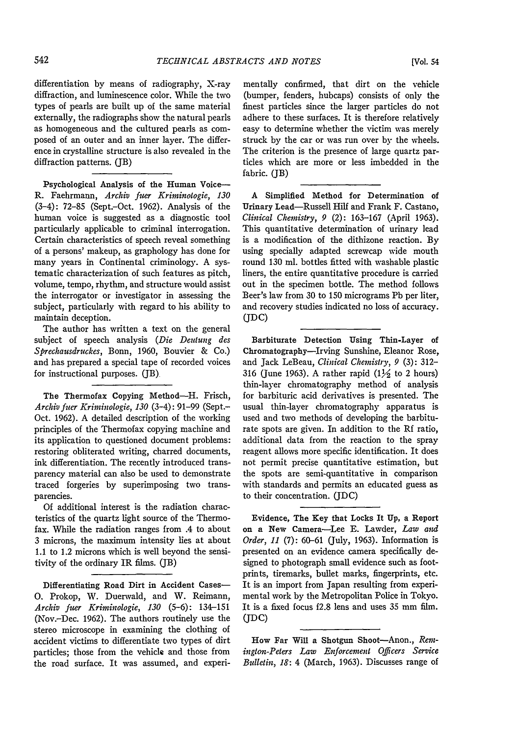differentiation by means of radiography, X-ray diffraction, and luminescence color. While the two types of pearls are built up of the same material externally, the radiographs show the natural pearls as homogeneous and the cultured pearls as composed of an outer and an inner layer. The difference in crystalline structure is also revealed in the diffraction patterns. (JB)

---

**Psychological Analysis of the Human Voice**—R. Faehrmann, *Archiv fuer Kriminologie, 130* (3–4): 72–85 (Sept.–Oct. 1962). Analysis of the human voice is suggested as a diagnostic tool particularly applicable to criminal interrogation. Certain characteristics of speech reveal something of a persons' makeup, as graphology has done for many years in Continental criminology. A systematic characterization of such features as pitch, volume, tempo, rhythm, and structure would assist the interrogator or investigator in assessing the subject, particularly with regard to his ability to maintain deception.

The author has written a text on the general subject of speech analysis (*Die Deutung des Sprechausdruckes*, Bonn, 1960, Bouvier & Co.) and has prepared a special tape of recorded voices for instructional purposes. (JB)

---

**The Thermofax Copying Method**—H. Frisch, *Archiv fuer Kriminologie, 130* (3–4): 91–99 (Sept.–Oct. 1962). A detailed description of the working principles of the Thermofax copying machine and its application to questioned document problems: restoring obliterated writing, charred documents, ink differentiation. The recently introduced transparency material can also be used to demonstrate traced forgeries by superimposing two transparencies.

Of additional interest is the radiation characteristics of the quartz light source of the Thermofax. While the radiation ranges from .4 to about 3 microns, the maximum intensity lies at about 1.1 to 1.2 microns which is well beyond the sensitivity of the ordinary IR films. (JB)

---

**Differentiating Road Dirt in Accident Cases**—O. Prokop, W. Duerwald, and W. Reimann, *Archiv fuer Kriminologie, 130* (5–6): 134–151 (Nov.–Dec. 1962). The authors routinely use the stereo microscope in examining the clothing of accident victims to differentiate two types of dirt particles; those from the vehicle and those from the road surface. It was assumed, and experimentally confirmed, that dirt on the vehicle (bumper, fenders, hubcaps) consists of only the finest particles since the larger particles do not adhere to these surfaces. It is therefore relatively easy to determine whether the victim was merely struck by the car or was run over by the wheels. The criterion is the presence of large quartz particles which are more or less imbedded in the fabric. (JB)

---

**A Simplified Method for Determination of Urinary Lead**—Russell Hilf and Frank F. Castano, *Clinical Chemistry, 9* (2): 163–167 (April 1963). This quantitative determination of urinary lead is a modification of the dithizone reaction. By using specially adapted screwcap wide mouth round 130 ml. bottles fitted with washable plastic liners, the entire quantitative procedure is carried out in the specimen bottle. The method follows Beer's law from 30 to 150 micrograms Pb per liter, and recovery studies indicated no loss of accuracy. (JDC)

---

**Barbiturate Detection Using Thin-Layer of Chromatography**—Irving Sunshine, Eleanor Rose, and Jack LeBeau, *Clinical Chemistry, 9* (3): 312–316 (June 1963). A rather rapid (1½ to 2 hours) thin-layer chromatography method of analysis for barbituric acid derivatives is presented. The usual thin-layer chromatography apparatus is used and two methods of developing the barbiturate spots are given. In addition to the Rf ratio, additional data from the reaction to the spray reagent allows more specific identification. It does not permit precise quantitative estimation, but the spots are semi-quantitative in comparison with standards and permits an educated guess as to their concentration. (JDC)

---

**Evidence, The Key that Locks It Up, a Report on a New Camera**—Lee E. Lawder, *Law and Order, 11* (7): 60–61 (July, 1963). Information is presented on an evidence camera specifically designed to photograph small evidence such as footprints, tiremarks, bullet marks, fingerprints, etc. It is an import from Japan resulting from experimental work by the Metropolitan Police in Tokyo. It is a fixed focus f2.8 lens and uses 35 mm film. (JDC)

---

**How Far Will a Shotgun Shoot**—Anon., *Remington-Peters Law Enforcement Officers Service Bulletin, 18*: 4 (March, 1963). Discusses range of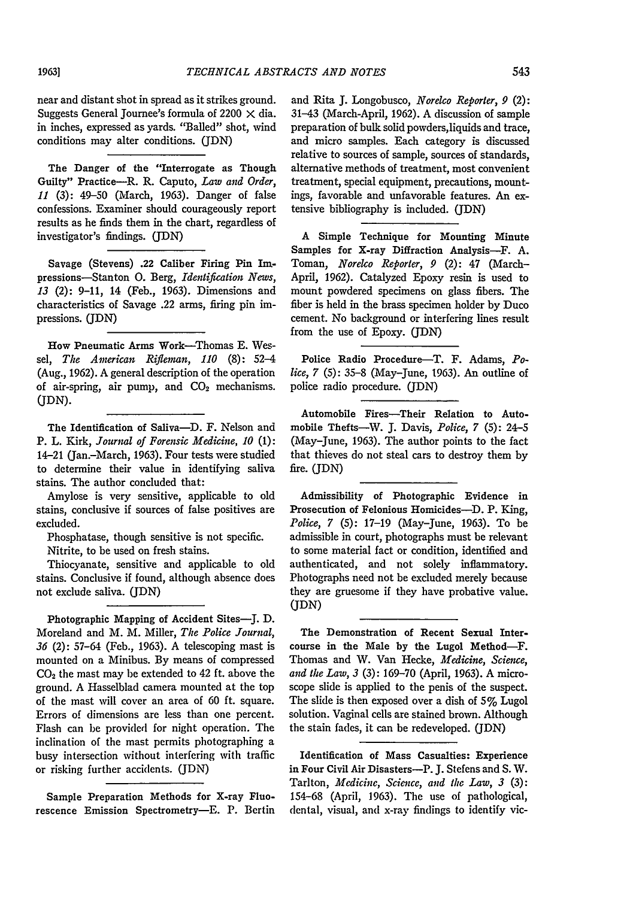near and distant shot in spread as it strikes ground. Suggests General Journee's formula of 2200 × dia. in inches, expressed as yards. "Balled" shot, wind conditions may alter conditions. (JDN)

---

**The Danger of the "Interrogate as Though Guilty" Practice**—R. R. Caputo, *Law and Order*, *11* (3): 49–50 (March, 1963). Danger of false confessions. Examiner should courageously report results as he finds them in the chart, regardless of investigator's findings. (JDN)

---

**Savage (Stevens) .22 Caliber Firing Pin Impressions**—Stanton O. Berg, *Identification News*, *13* (2): 9–11, 14 (Feb., 1963). Dimensions and characteristics of Savage .22 arms, firing pin impressions. (JDN)

---

**How Pneumatic Arms Work**—Thomas E. Wessel, *The American Rifleman*, *110* (8): 52–4 (Aug., 1962). A general description of the operation of air-spring, air pump, and $CO_2$ mechanisms. (JDN).

---

**The Identification of Saliva**—D. F. Nelson and P. L. Kirk, *Journal of Forensic Medicine*, *10* (1): 14–21 (Jan.–March, 1963). Four tests were studied to determine their value in identifying saliva stains. The author concluded that:

Amylose is very sensitive, applicable to old stains, conclusive if sources of false positives are excluded.

Phosphatase, though sensitive is not specific.

Nitrite, to be used on fresh stains.

Thiocyanate, sensitive and applicable to old stains. Conclusive if found, although absence does not exclude saliva. (JDN)

---

**Photographic Mapping of Accident Sites**—J. D. Moreland and M. M. Miller, *The Police Journal*, *36* (2): 57–64 (Feb., 1963). A telescoping mast is mounted on a Minibus. By means of compressed $CO_2$ the mast may be extended to 42 ft. above the ground. A Hasselblad camera mounted at the top of the mast will cover an area of 60 ft. square. Errors of dimensions are less than one percent. Flash can be provided for night operation. The inclination of the mast permits photographing a busy intersection without interfering with traffic or risking further accidents. (JDN)

---

**Sample Preparation Methods for X-ray Fluorescence Emission Spectrometry**—E. P. Bertin and Rita J. Longobusco, *Norelco Reporter*, *9* (2): 31–43 (March-April, 1962). A discussion of sample preparation of bulk solid powders, liquids and trace, and micro samples. Each category is discussed relative to sources of sample, sources of standards, alternative methods of treatment, most convenient treatment, special equipment, precautions, mountings, favorable and unfavorable features. An extensive bibliography is included. (JDN)

---

**A Simple Technique for Mounting Minute Samples for X-ray Diffraction Analysis**—F. A. Toman, *Norelco Reporter*, *9* (2): 47 (March-April, 1962). Catalyzed Epoxy resin is used to mount powdered specimens on glass fibers. The fiber is held in the brass specimen holder by Duco cement. No background or interfering lines result from the use of Epoxy. (JDN)

---

**Police Radio Procedure**—T. F. Adams, *Police*, *7* (5): 35–8 (May–June, 1963). An outline of police radio procedure. (JDN)

---

**Automobile Fires—Their Relation to Automobile Thefts**—W. J. Davis, *Police*, *7* (5): 24–5 (May–June, 1963). The author points to the fact that thieves do not steal cars to destroy them by fire. (JDN)

---

**Admissibility of Photographic Evidence in Prosecution of Felonious Homicides**—D. P. King, *Police*, *7* (5): 17–19 (May–June, 1963). To be admissible in court, photographs must be relevant to some material fact or condition, identified and authenticated, and not solely inflammatory. Photographs need not be excluded merely because they are gruesome if they have probative value. (JDN)

---

**The Demonstration of Recent Sexual Intercourse in the Male by the Lugol Method**—F. Thomas and W. Van Hecke, *Medicine, Science, and the Law*, *3* (3): 169–70 (April, 1963). A microscope slide is applied to the penis of the suspect. The slide is then exposed over a dish of 5% Lugol solution. Vaginal cells are stained brown. Although the stain fades, it can be redeveloped. (JDN)

---

**Identification of Mass Casualties: Experience in Four Civil Air Disasters**—P. J. Stefens and S. W. Tarlton, *Medicine, Science, and the Law*, *3* (3): 154–68 (April, 1963). The use of pathological, dental, visual, and x-ray findings to identify vic-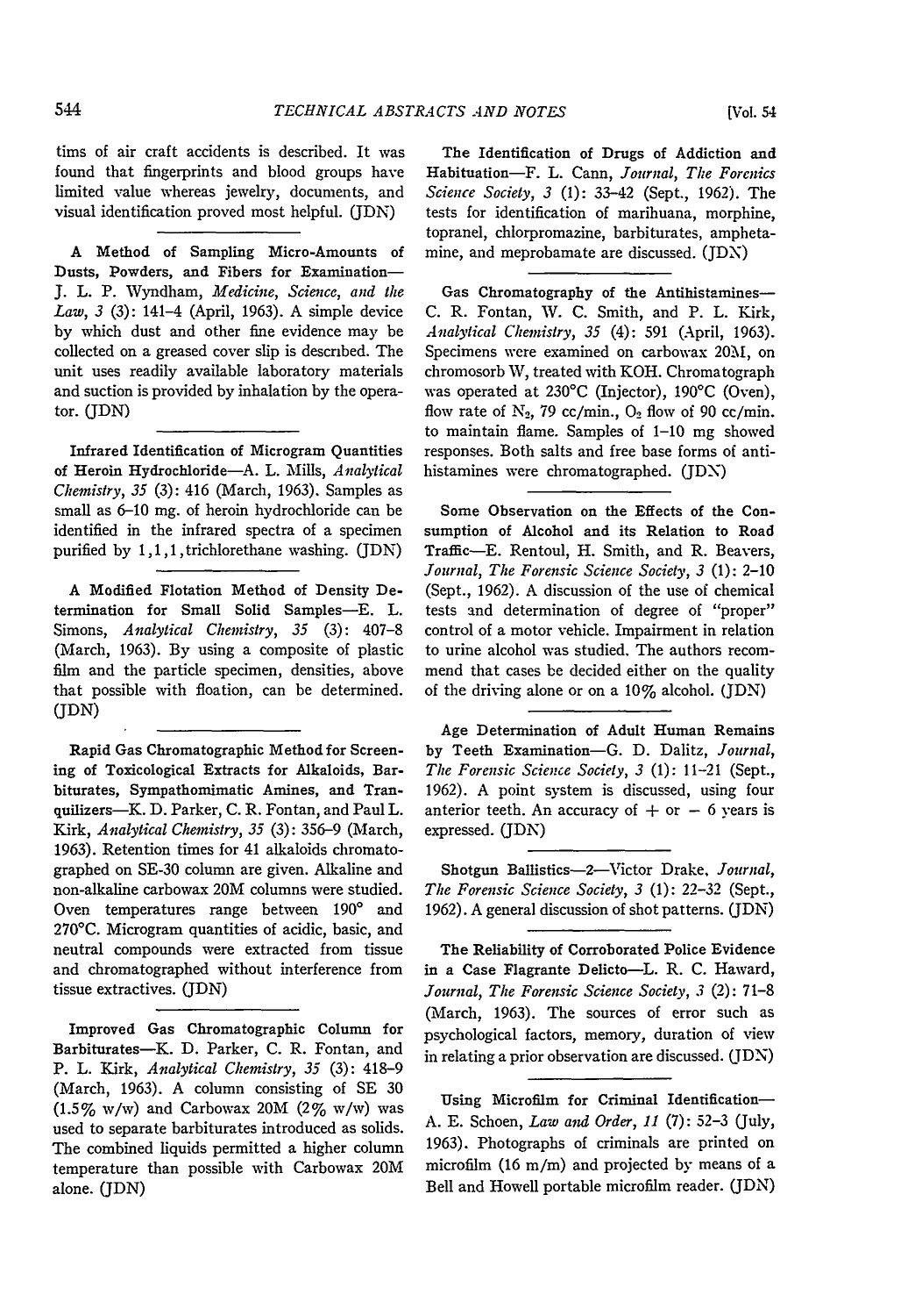tims of air craft accidents is described. It was found that fingerprints and blood groups have limited value whereas jewelry, documents, and visual identification proved most helpful. (JDN)

**A Method of Sampling Micro-Amounts of Dusts, Powders, and Fibers for Examination**—J. L. P. Wyndham, *Medicine, Science, and the Law, 3* (3): 141–4 (April, 1963). A simple device by which dust and other fine evidence may be collected on a greased cover slip is described. The unit uses readily available laboratory materials and suction is provided by inhalation by the operator. (JDN)

**Infrared Identification of Microgram Quantities of Heroin Hydrochloride**—A. L. Mills, *Analytical Chemistry, 35* (3): 416 (March, 1963). Samples as small as 6–10 mg. of heroin hydrochloride can be identified in the infrared spectra of a specimen purified by 1,1,1,trichlorethane washing. (JDN)

**A Modified Flotation Method of Density Determination for Small Solid Samples**—E. L. Simons, *Analytical Chemistry, 35* (3): 407–8 (March, 1963). By using a composite of plastic film and the particle specimen, densities, above that possible with floation, can be determined. (JDN)

**Rapid Gas Chromatographic Method for Screening of Toxicological Extracts for Alkaloids, Barbiturates, Sympathomimatic Amines, and Tranquilizers**—K. D. Parker, C. R. Fontan, and Paul L. Kirk, *Analytical Chemistry, 35* (3): 356–9 (March, 1963). Retention times for 41 alkaloids chromatographed on SE-30 column are given. Alkaline and non-alkaline carbowax 20M columns were studied. Oven temperatures range between 190° and 270°C. Microgram quantities of acidic, basic, and neutral compounds were extracted from tissue and chromatographed without interference from tissue extractives. (JDN)

**Improved Gas Chromatographic Column for Barbiturates**—K. D. Parker, C. R. Fontan, and P. L. Kirk, *Analytical Chemistry, 35* (3): 418–9 (March, 1963). A column consisting of SE 30 (1.5% w/w) and Carbowax 20M (2% w/w) was used to separate barbiturates introduced as solids. The combined liquids permitted a higher column temperature than possible with Carbowax 20M alone. (JDN)

**The Identification of Drugs of Addiction and Habituation**—F. L. Cann, *Journal, The Forenics Science Society, 3* (1): 33–42 (Sept., 1962). The tests for identification of marihuana, morphine, topranel, chlorpromazine, barbiturates, amphetamine, and meprobamate are discussed. (JDN)

**Gas Chromatography of the Antihistamines**—C. R. Fontan, W. C. Smith, and P. L. Kirk, *Analytical Chemistry, 35* (4): 591 (April, 1963). Specimens were examined on carbowax 20M, on chromosorb W, treated with KOH. Chromatograph was operated at 230°C (Injector), 190°C (Oven), flow rate of $N_2$, 79 cc/min., $O_2$ flow of 90 cc/min. to maintain flame. Samples of 1–10 mg showed responses. Both salts and free base forms of antihistamines were chromatographed. (JDN)

**Some Observation on the Effects of the Consumption of Alcohol and its Relation to Road Traffic**—E. Rentoul, H. Smith, and R. Beavers, *Journal, The Forensic Science Society, 3* (1): 2–10 (Sept., 1962). A discussion of the use of chemical tests and determination of degree of "proper" control of a motor vehicle. Impairment in relation to urine alcohol was studied. The authors recommend that cases be decided either on the quality of the driving alone or on a 10% alcohol. (JDN)

**Age Determination of Adult Human Remains by Teeth Examination**—G. D. Dalitz, *Journal, The Forensic Science Society, 3* (1): 11–21 (Sept., 1962). A point system is discussed, using four anterior teeth. An accuracy of + or − 6 years is expressed. (JDN)

**Shotgun Ballistics—2**—Victor Drake, *Journal, The Forensic Science Society, 3* (1): 22–32 (Sept., 1962). A general discussion of shot patterns. (JDN)

**The Reliability of Corroborated Police Evidence in a Case Flagrante Delicto**—L. R. C. Haward, *Journal, The Forensic Science Society, 3* (2): 71–8 (March, 1963). The sources of error such as psychological factors, memory, duration of view in relating a prior observation are discussed. (JDN)

**Using Microfilm for Criminal Identification**—A. E. Schoen, *Law and Order, 11* (7): 52–3 (July, 1963). Photographs of criminals are printed on microfilm (16 m/m) and projected by means of a Bell and Howell portable microfilm reader. (JDN)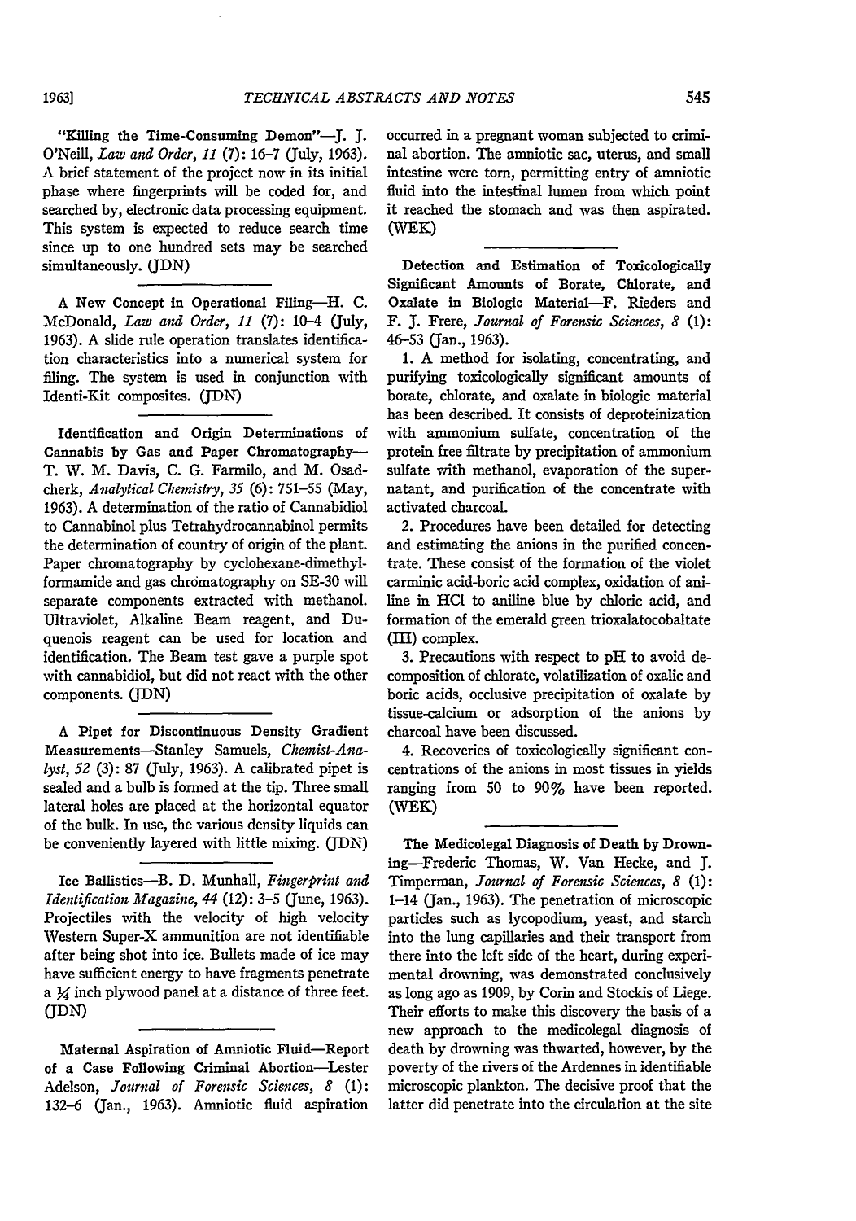"Killing the Time-Consuming Demon"—J. J. O'Neill, *Law and Order, 11* (7): 16–7 (July, 1963). A brief statement of the project now in its initial phase where fingerprints will be coded for, and searched by, electronic data processing equipment. This system is expected to reduce search time since up to one hundred sets may be searched simultaneously. (JDN)

A New Concept in Operational Filing—H. C. McDonald, *Law and Order, 11* (7): 10–4 (July, 1963). A slide rule operation translates identification characteristics into a numerical system for filing. The system is used in conjunction with Identi-Kit composites. (JDN)

Identification and Origin Determinations of Cannabis by Gas and Paper Chromatography—T. W. M. Davis, C. G. Farmilo, and M. Osadcherk, *Analytical Chemistry, 35* (6): 751–55 (May, 1963). A determination of the ratio of Cannabidiol to Cannabinol plus Tetrahydrocannabinol permits the determination of country of origin of the plant. Paper chromatography by cyclohexane-dimethylformamide and gas chromatography on SE-30 will separate components extracted with methanol. Ultraviolet, Alkaline Beam reagent, and Duquenois reagent can be used for location and identification. The Beam test gave a purple spot with cannabidiol, but did not react with the other components. (JDN)

A Pipet for Discontinuous Density Gradient Measurements—Stanley Samuels, *Chemist-Analyst, 52* (3): 87 (July, 1963). A calibrated pipet is sealed and a bulb is formed at the tip. Three small lateral holes are placed at the horizontal equator of the bulk. In use, the various density liquids can be conveniently layered with little mixing. (JDN)

Ice Ballistics—B. D. Munhall, *Fingerprint and Identification Magazine, 44* (12): 3–5 (June, 1963). Projectiles with the velocity of high velocity Western Super-X ammunition are not identifiable after being shot into ice. Bullets made of ice may have sufficient energy to have fragments penetrate a 1/4 inch plywood panel at a distance of three feet. (JDN)

Maternal Aspiration of Amniotic Fluid—Report of a Case Following Criminal Abortion—Lester Adelson, *Journal of Forensic Sciences, 8* (1): 132–6 (Jan., 1963). Amniotic fluid aspiration occurred in a pregnant woman subjected to criminal abortion. The amniotic sac, uterus, and small intestine were torn, permitting entry of amniotic fluid into the intestinal lumen from which point it reached the stomach and was then aspirated. (WEK)

Detection and Estimation of Toxicologically Significant Amounts of Borate, Chlorate, and Oxalate in Biologic Material—F. Rieders and F. J. Frere, *Journal of Forensic Sciences, 8* (1): 46–53 (Jan., 1963).

1. A method for isolating, concentrating, and purifying toxicologically significant amounts of borate, chlorate, and oxalate in biologic material has been described. It consists of deproteinization with ammonium sulfate, concentration of the protein free filtrate by precipitation of ammonium sulfate with methanol, evaporation of the supernatant, and purification of the concentrate with activated charcoal.

2. Procedures have been detailed for detecting and estimating the anions in the purified concentrate. These consist of the formation of the violet carminic acid-boric acid complex, oxidation of aniline in HCl to aniline blue by chloric acid, and formation of the emerald green trioxalatocobaltate (III) complex.

3. Precautions with respect to pH to avoid decomposition of chlorate, volatilization of oxalic and boric acids, occlusive precipitation of oxalate by tissue-calcium or adsorption of the anions by charcoal have been discussed.

4. Recoveries of toxicologically significant concentrations of the anions in most tissues in yields ranging from 50 to 90% have been reported. (WEK)

The Medicolegal Diagnosis of Death by Drowning—Frederic Thomas, W. Van Hecke, and J. Timperman, *Journal of Forensic Sciences, 8* (1): 1–14 (Jan., 1963). The penetration of microscopic particles such as lycopodium, yeast, and starch into the lung capillaries and their transport from there into the left side of the heart, during experimental drowning, was demonstrated conclusively as long ago as 1909, by Corin and Stockis of Liege. Their efforts to make this discovery the basis of a new approach to the medicolegal diagnosis of death by drowning was thwarted, however, by the poverty of the rivers of the Ardennes in identifiable microscopic plankton. The decisive proof that the latter did penetrate into the circulation at the site